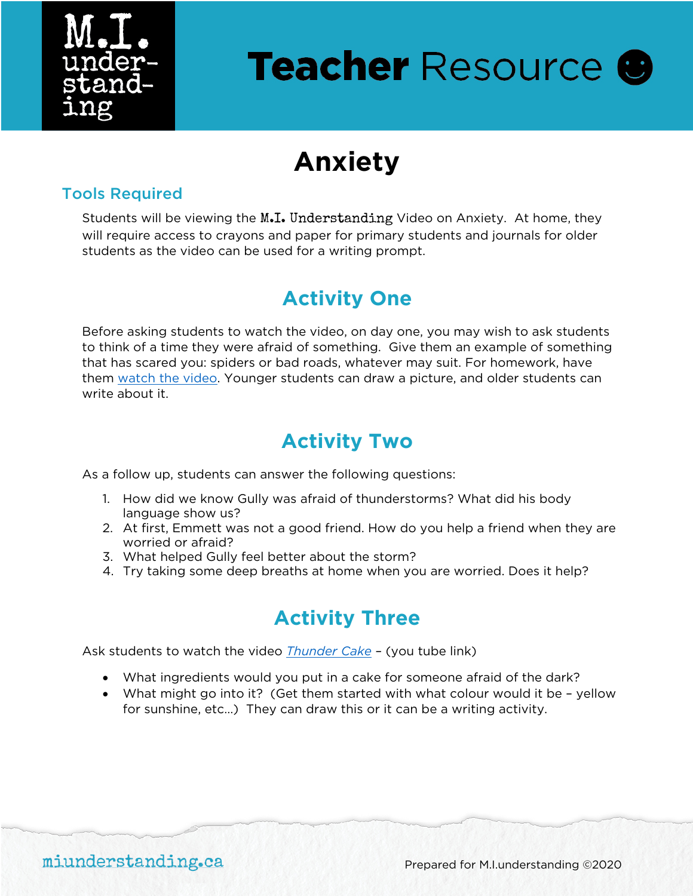M.I. understanding

# Teacher Resource ☻

# Anxiety

### Tools Required

Students will be viewing the M.I. Understanding Video on Anxiety. At home, they will require access to crayons and paper for primary students and journals for older students as the video can be used for a writing prompt.

## Activity One

Before asking students to watch the video, on day one, you may wish to ask students to think of a time they were afraid of something. Give them an example of something that has scared you: spiders or bad roads, whatever may suit. For homework, have them watch the video. Younger students can draw a picture, and older students can write about it.

## Activity Two

As a follow up, students can answer the following questions:

1. How did we know Gully was afraid of thunderstorms? What did his body language show us?
2. At first, Emmett was not a good friend. How do you help a friend when they are worried or afraid?
3. What helped Gully feel better about the storm?
4. Try taking some deep breaths at home when you are worried. Does it help?

## Activity Three

Ask students to watch the video *Thunder Cake* – (you tube link)

- What ingredients would you put in a cake for someone afraid of the dark?
- What might go into it? (Get them started with what colour would it be – yellow for sunshine, etc...) They can draw this or it can be a writing activity.

miunderstanding.ca

Prepared for M.I.understanding ©2020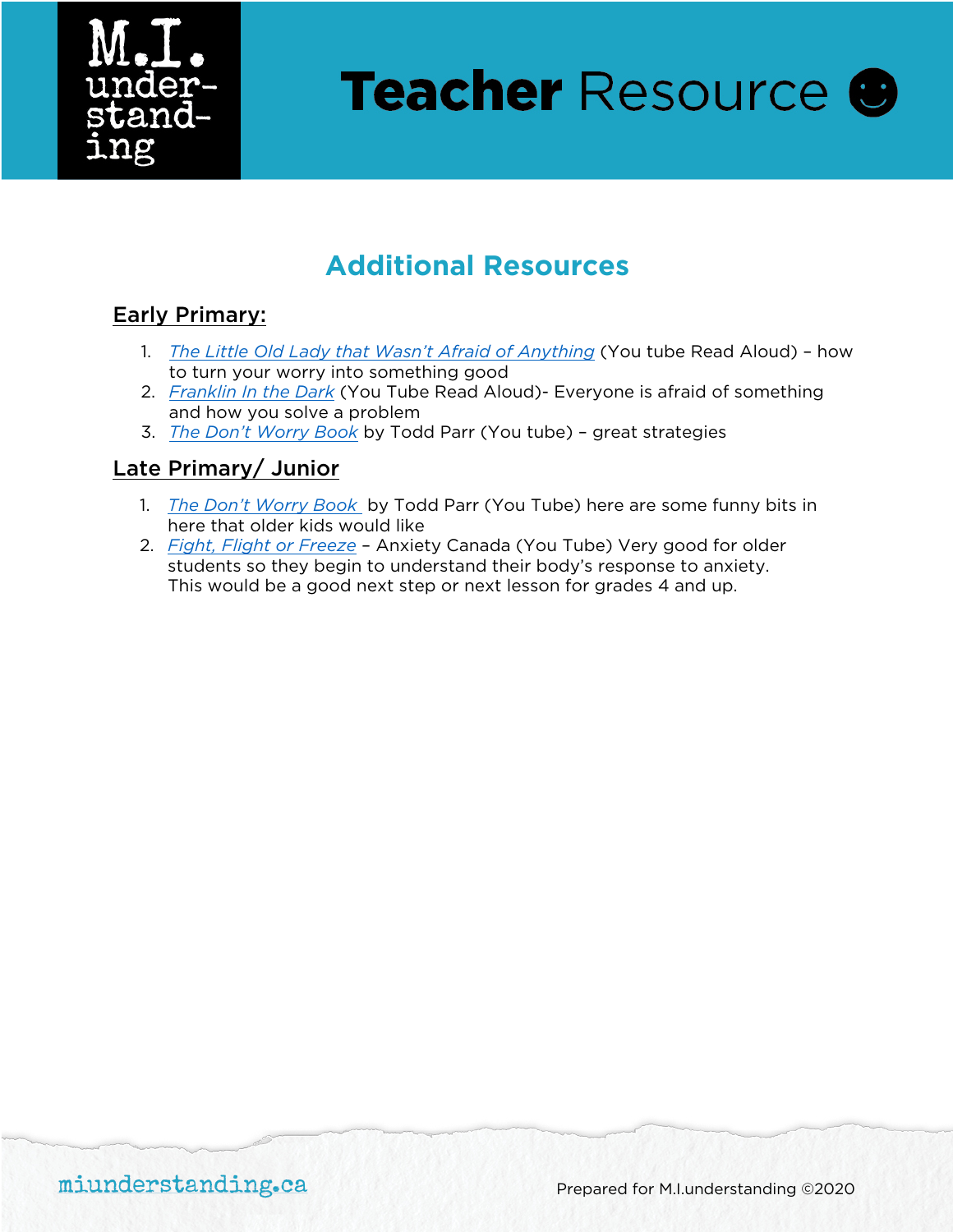# Teacher Resource

## Additional Resources

### Early Primary:

1. *The Little Old Lady that Wasn't Afraid of Anything* (You tube Read Aloud) – how to turn your worry into something good
2. *Franklin In the Dark* (You Tube Read Aloud)- Everyone is afraid of something and how you solve a problem
3. *The Don't Worry Book* by Todd Parr (You tube) – great strategies

### Late Primary/ Junior

1. *The Don't Worry Book* by Todd Parr (You Tube) here are some funny bits in here that older kids would like
2. *Fight, Flight or Freeze* – Anxiety Canada (You Tube) Very good for older students so they begin to understand their body's response to anxiety. This would be a good next step or next lesson for grades 4 and up.